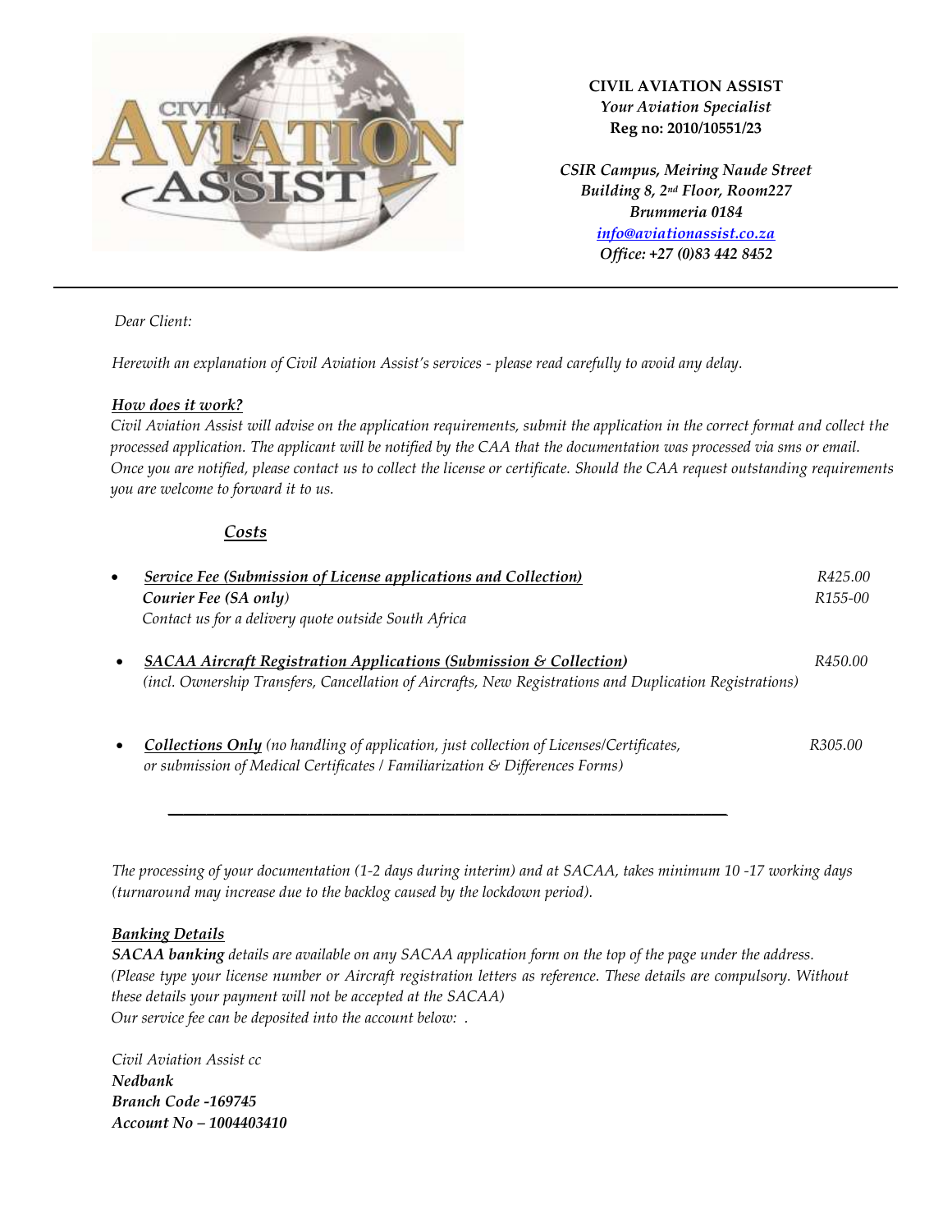**CIVIL AVIATION ASSIST**
*Your Aviation Specialist*
**Reg no: 2010/10551/23**

*CSIR Campus, Meiring Naude Street*
*Building 8, 2nd Floor, Room227*
*Brummeria 0184*
*info@aviationassist.co.za*
*Office: +27 (0)83 442 8452*

---

*Dear Client:*

*Herewith an explanation of Civil Aviation Assist's services - please read carefully to avoid any delay.*

***How does it work?***

*Civil Aviation Assist will advise on the application requirements, submit the application in the correct format and collect the processed application. The applicant will be notified by the CAA that the documentation was processed via sms or email. Once you are notified, please contact us to collect the license or certificate. Should the CAA request outstanding requirements you are welcome to forward it to us.*

## *Costs*

- ***Service Fee (Submission of License applications and Collection)*** — *R425.00*
  ***Courier Fee (SA only)*** — *R155-00*
  *Contact us for a delivery quote outside South Africa*

- ***SACAA Aircraft Registration Applications (Submission & Collection)*** — *R450.00*
  *(incl. Ownership Transfers, Cancellation of Aircrafts, New Registrations and Duplication Registrations)*

- ***Collections Only*** *(no handling of application, just collection of Licenses/Certificates, or submission of Medical Certificates / Familiarization & Differences Forms)* — *R305.00*

---

*The processing of your documentation (1-2 days during interim) and at SACAA, takes minimum 10 -17 working days (turnaround may increase due to the backlog caused by the lockdown period).*

***Banking Details***

***SACAA banking*** *details are available on any SACAA application form on the top of the page under the address. (Please type your license number or Aircraft registration letters as reference. These details are compulsory. Without these details your payment will not be accepted at the SACAA)*
*Our service fee can be deposited into the account below: .*

*Civil Aviation Assist cc*
***Nedbank***
***Branch Code -169745***
***Account No – 1004403410***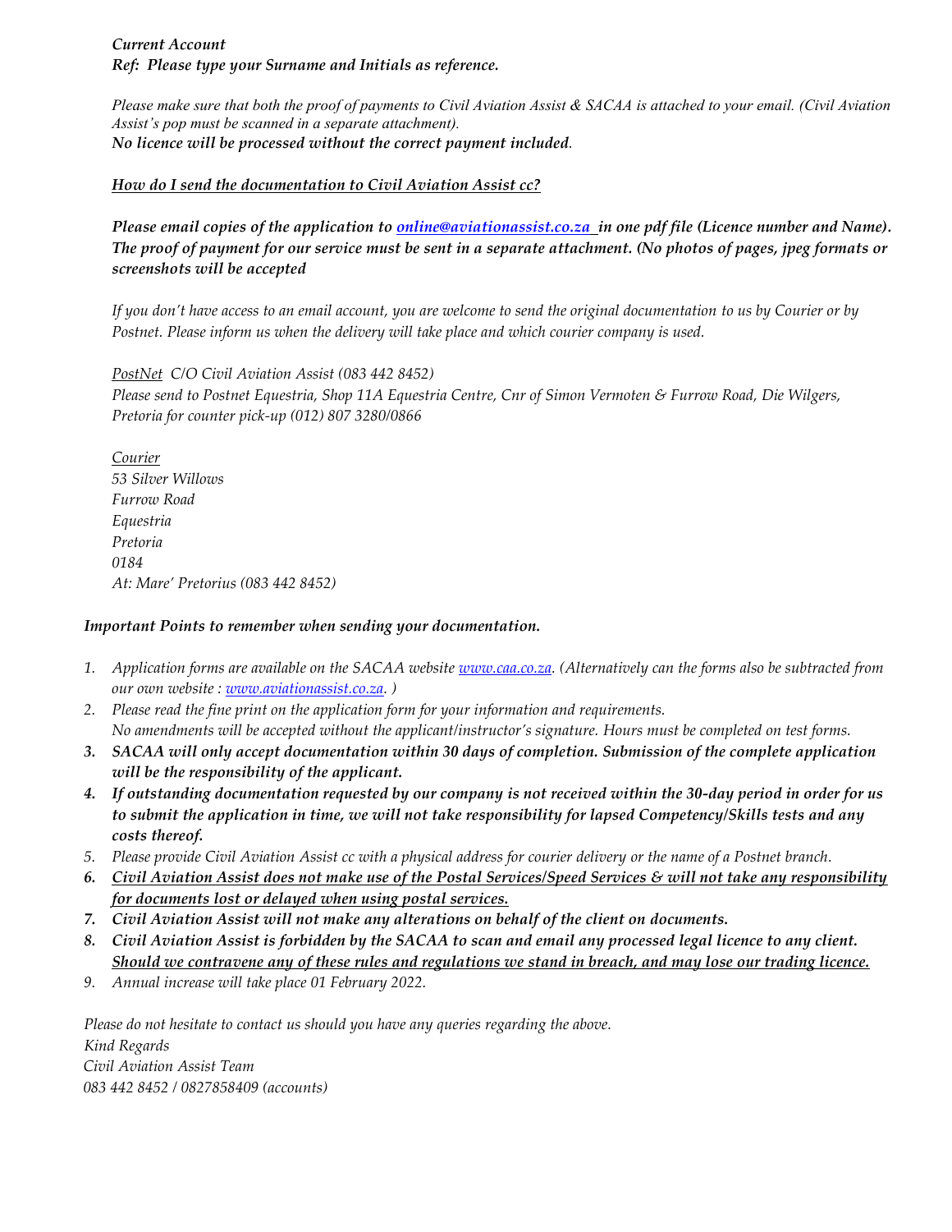***Current Account***
***Ref: Please type your Surname and Initials as reference.***

*Please make sure that both the proof of payments to Civil Aviation Assist & SACAA is attached to your email. (Civil Aviation Assist's pop must be scanned in a separate attachment).*
***No licence will be processed without the correct payment included****.*

***How do I send the documentation to Civil Aviation Assist cc?***

***Please email copies of the application to [online@aviationassist.co.za](mailto:online@aviationassist.co.za) in one pdf file (Licence number and Name). The proof of payment for our service must be sent in a separate attachment. (No photos of pages, jpeg formats or screenshots will be accepted***

*If you don't have access to an email account, you are welcome to send the original documentation to us by Courier or by Postnet. Please inform us when the delivery will take place and which courier company is used.*

*PostNet C/O Civil Aviation Assist (083 442 8452)*
*Please send to Postnet Equestria, Shop 11A Equestria Centre, Cnr of Simon Vermoten & Furrow Road, Die Wilgers, Pretoria for counter pick-up (012) 807 3280/0866*

*Courier*
*53 Silver Willows*
*Furrow Road*
*Equestria*
*Pretoria*
*0184*
*At: Mare' Pretorius (083 442 8452)*

***Important Points to remember when sending your documentation.***

1. *Application forms are available on the SACAA website [www.caa.co.za](http://www.caa.co.za). (Alternatively can the forms also be subtracted from our own website : [www.aviationassist.co.za](http://www.aviationassist.co.za). )*
2. *Please read the fine print on the application form for your information and requirements.*
   *No amendments will be accepted without the applicant/instructor's signature. Hours must be completed on test forms.*
3. ***SACAA will only accept documentation within 30 days of completion. Submission of the complete application will be the responsibility of the applicant.***
4. ***If outstanding documentation requested by our company is not received within the 30-day period in order for us to submit the application in time, we will not take responsibility for lapsed Competency/Skills tests and any costs thereof.***
5. *Please provide Civil Aviation Assist cc with a physical address for courier delivery or the name of a Postnet branch.*
6. ***Civil Aviation Assist does not make use of the Postal Services/Speed Services & will not take any responsibility for documents lost or delayed when using postal services.***
7. ***Civil Aviation Assist will not make any alterations on behalf of the client on documents.***
8. ***Civil Aviation Assist is forbidden by the SACAA to scan and email any processed legal licence to any client. Should we contravene any of these rules and regulations we stand in breach, and may lose our trading licence.***
9. *Annual increase will take place 01 February 2022.*

*Please do not hesitate to contact us should you have any queries regarding the above.*
*Kind Regards*
*Civil Aviation Assist Team*
*083 442 8452 / 0827858409 (accounts)*